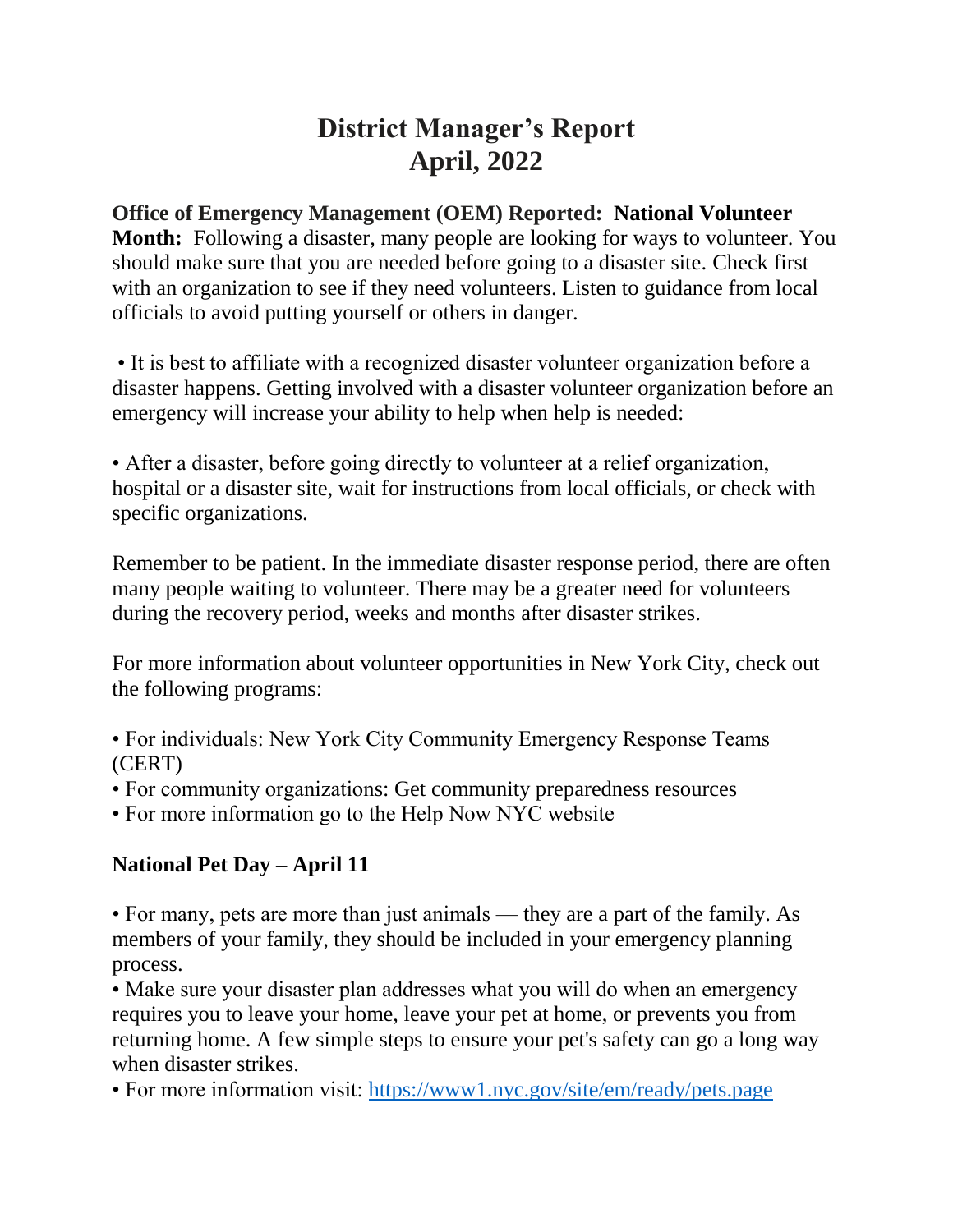# District Manager's Report
# April, 2022

**Office of Emergency Management (OEM) Reported: National Volunteer Month:** Following a disaster, many people are looking for ways to volunteer. You should make sure that you are needed before going to a disaster site. Check first with an organization to see if they need volunteers. Listen to guidance from local officials to avoid putting yourself or others in danger.

• It is best to affiliate with a recognized disaster volunteer organization before a disaster happens. Getting involved with a disaster volunteer organization before an emergency will increase your ability to help when help is needed:

• After a disaster, before going directly to volunteer at a relief organization, hospital or a disaster site, wait for instructions from local officials, or check with specific organizations.

Remember to be patient. In the immediate disaster response period, there are often many people waiting to volunteer. There may be a greater need for volunteers during the recovery period, weeks and months after disaster strikes.

For more information about volunteer opportunities in New York City, check out the following programs:

• For individuals: New York City Community Emergency Response Teams (CERT)
• For community organizations: Get community preparedness resources
• For more information go to the Help Now NYC website

**National Pet Day – April 11**

• For many, pets are more than just animals — they are a part of the family. As members of your family, they should be included in your emergency planning process.
• Make sure your disaster plan addresses what you will do when an emergency requires you to leave your home, leave your pet at home, or prevents you from returning home. A few simple steps to ensure your pet's safety can go a long way when disaster strikes.
• For more information visit: https://www1.nyc.gov/site/em/ready/pets.page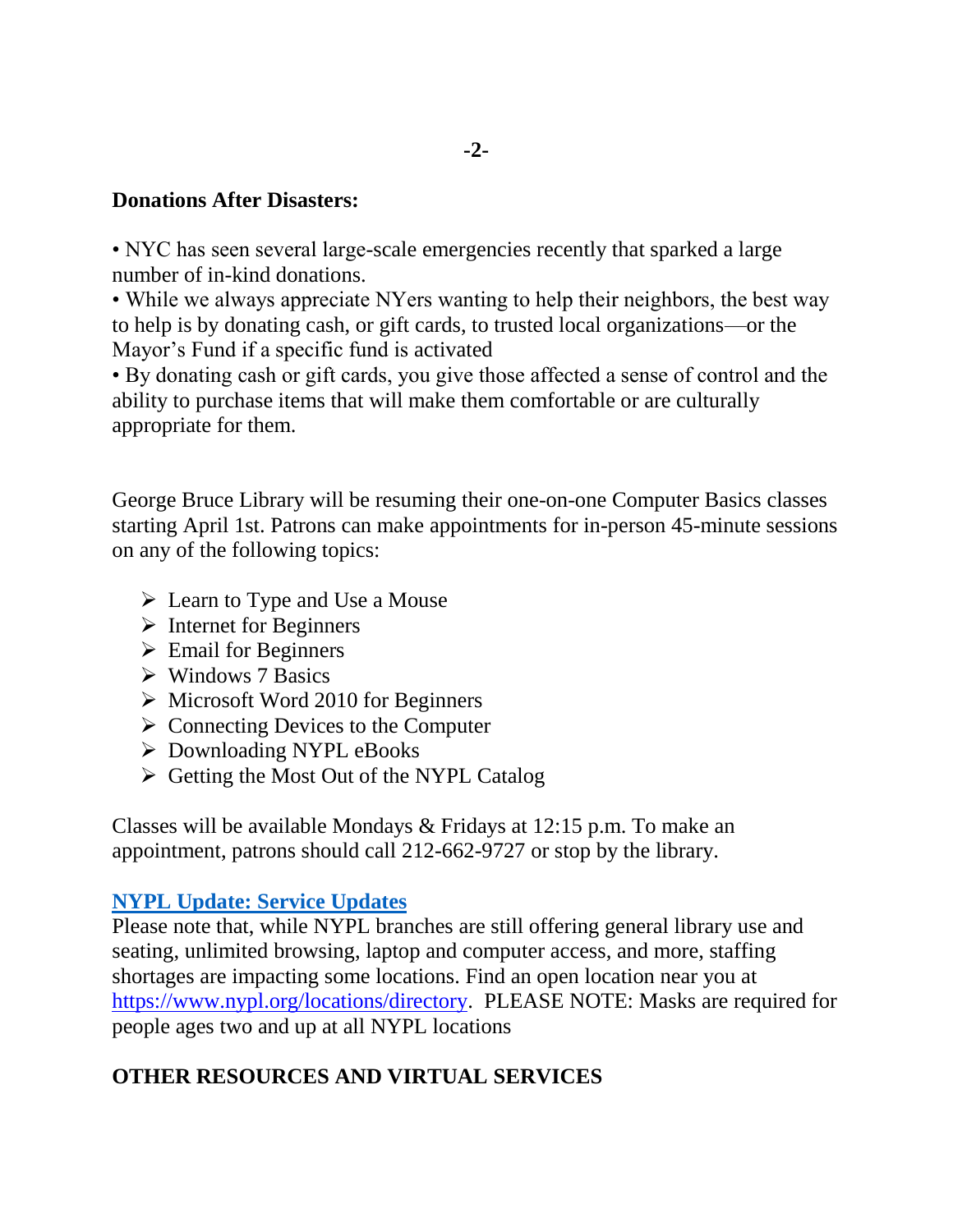**Donations After Disasters:**

• NYC has seen several large-scale emergencies recently that sparked a large number of in-kind donations.
• While we always appreciate NYers wanting to help their neighbors, the best way to help is by donating cash, or gift cards, to trusted local organizations—or the Mayor's Fund if a specific fund is activated
• By donating cash or gift cards, you give those affected a sense of control and the ability to purchase items that will make them comfortable or are culturally appropriate for them.

George Bruce Library will be resuming their one-on-one Computer Basics classes starting April 1st. Patrons can make appointments for in-person 45-minute sessions on any of the following topics:

- Learn to Type and Use a Mouse
- Internet for Beginners
- Email for Beginners
- Windows 7 Basics
- Microsoft Word 2010 for Beginners
- Connecting Devices to the Computer
- Downloading NYPL eBooks
- Getting the Most Out of the NYPL Catalog

Classes will be available Mondays & Fridays at 12:15 p.m. To make an appointment, patrons should call 212-662-9727 or stop by the library.

**NYPL Update: Service Updates**

Please note that, while NYPL branches are still offering general library use and seating, unlimited browsing, laptop and computer access, and more, staffing shortages are impacting some locations. Find an open location near you at https://www.nypl.org/locations/directory. PLEASE NOTE: Masks are required for people ages two and up at all NYPL locations

**OTHER RESOURCES AND VIRTUAL SERVICES**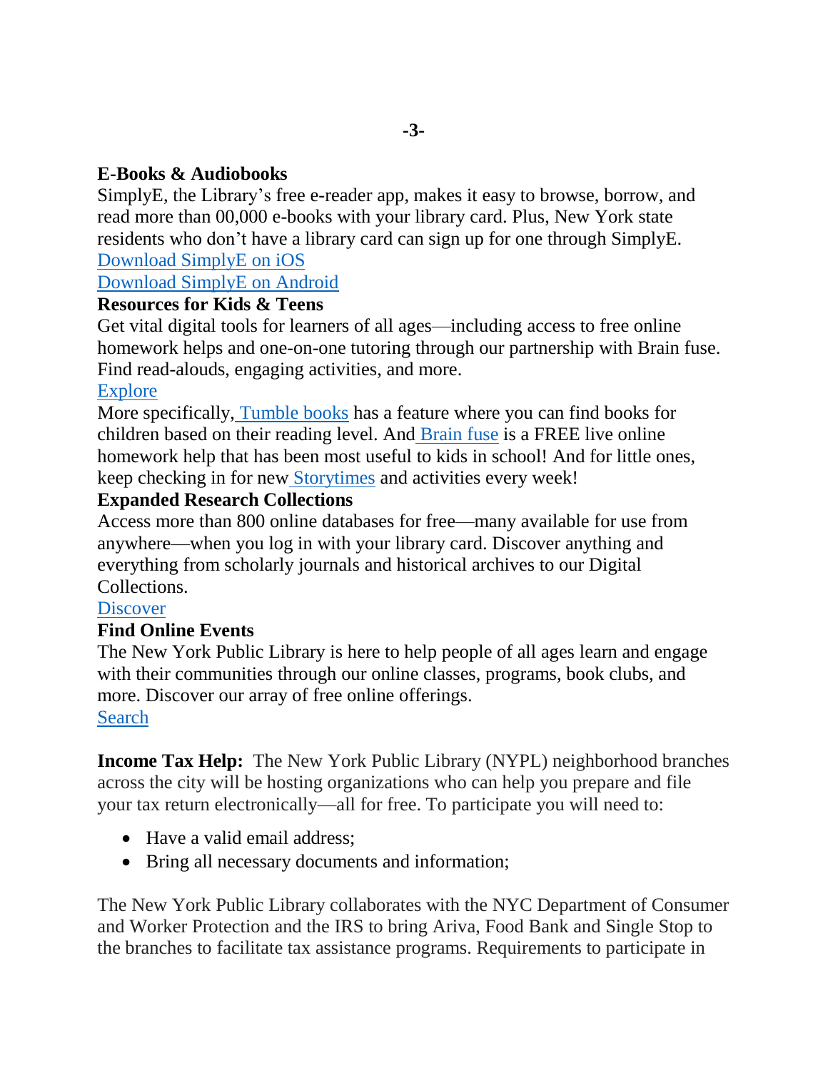**E-Books & Audiobooks**

SimplyE, the Library's free e-reader app, makes it easy to browse, borrow, and read more than 00,000 e-books with your library card. Plus, New York state residents who don't have a library card can sign up for one through SimplyE.

Download SimplyE on iOS

Download SimplyE on Android

**Resources for Kids & Teens**

Get vital digital tools for learners of all ages—including access to free online homework helps and one-on-one tutoring through our partnership with Brain fuse. Find read-alouds, engaging activities, and more.

Explore

More specifically, Tumble books has a feature where you can find books for children based on their reading level. And Brain fuse is a FREE live online homework help that has been most useful to kids in school! And for little ones, keep checking in for new Storytimes and activities every week!

**Expanded Research Collections**

Access more than 800 online databases for free—many available for use from anywhere—when you log in with your library card. Discover anything and everything from scholarly journals and historical archives to our Digital Collections.

Discover

**Find Online Events**

The New York Public Library is here to help people of all ages learn and engage with their communities through our online classes, programs, book clubs, and more. Discover our array of free online offerings.

Search

**Income Tax Help:** The New York Public Library (NYPL) neighborhood branches across the city will be hosting organizations who can help you prepare and file your tax return electronically—all for free. To participate you will need to:

- Have a valid email address;
- Bring all necessary documents and information;

The New York Public Library collaborates with the NYC Department of Consumer and Worker Protection and the IRS to bring Ariva, Food Bank and Single Stop to the branches to facilitate tax assistance programs. Requirements to participate in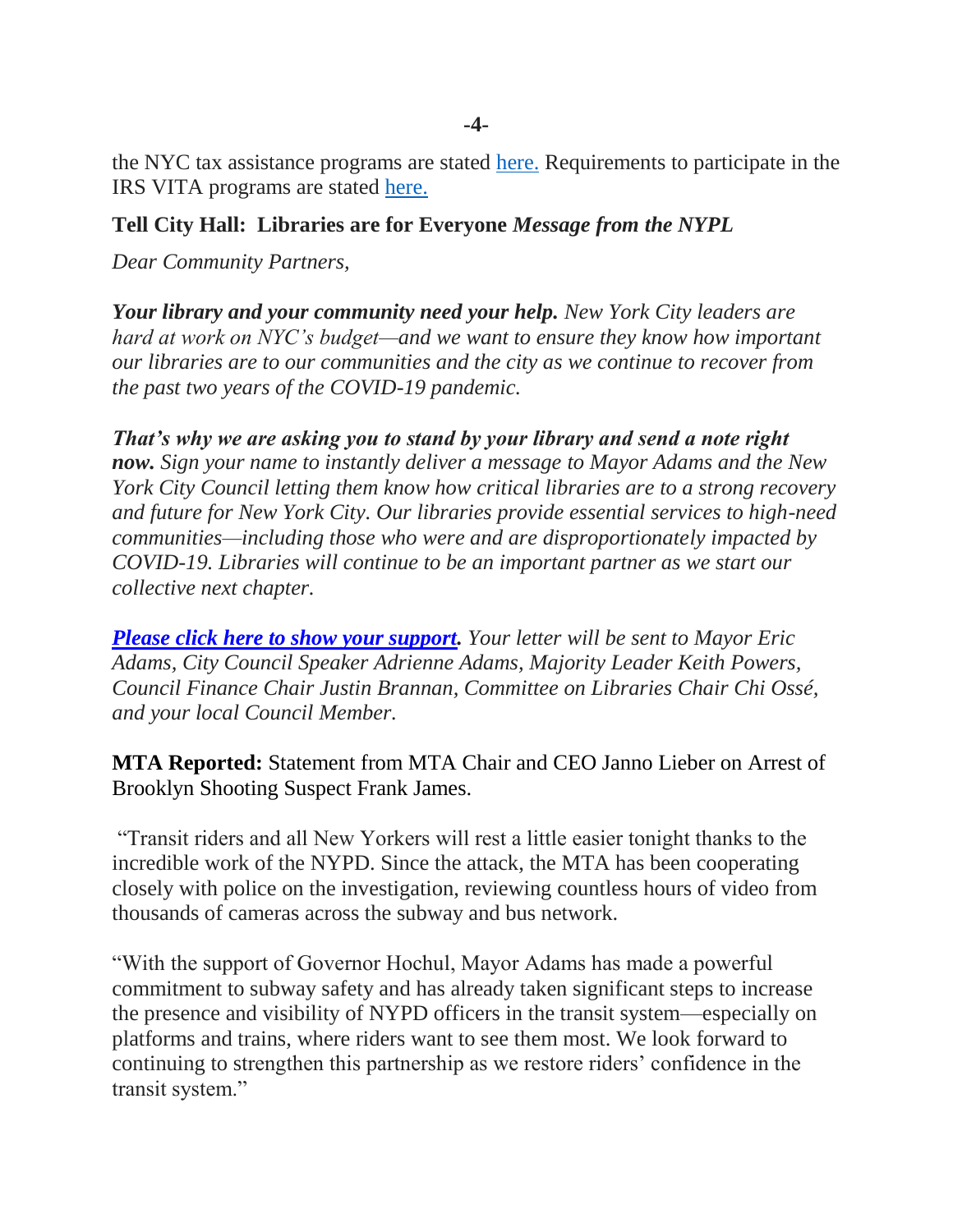the NYC tax assistance programs are stated here. Requirements to participate in the IRS VITA programs are stated here.

**Tell City Hall: Libraries are for Everyone** ***Message from the NYPL***

*Dear Community Partners,*

***Your library and your community need your help.*** *New York City leaders are hard at work on NYC's budget—and we want to ensure they know how important our libraries are to our communities and the city as we continue to recover from the past two years of the COVID-19 pandemic.*

***That's why we are asking you to stand by your library and send a note right now.*** *Sign your name to instantly deliver a message to Mayor Adams and the New York City Council letting them know how critical libraries are to a strong recovery and future for New York City. Our libraries provide essential services to high-need communities—including those who were and are disproportionately impacted by COVID-19. Libraries will continue to be an important partner as we start our collective next chapter.*

***Please click here to show your support.*** *Your letter will be sent to Mayor Eric Adams, City Council Speaker Adrienne Adams, Majority Leader Keith Powers, Council Finance Chair Justin Brannan, Committee on Libraries Chair Chi Ossé, and your local Council Member.*

**MTA Reported:** Statement from MTA Chair and CEO Janno Lieber on Arrest of Brooklyn Shooting Suspect Frank James.

"Transit riders and all New Yorkers will rest a little easier tonight thanks to the incredible work of the NYPD. Since the attack, the MTA has been cooperating closely with police on the investigation, reviewing countless hours of video from thousands of cameras across the subway and bus network.

"With the support of Governor Hochul, Mayor Adams has made a powerful commitment to subway safety and has already taken significant steps to increase the presence and visibility of NYPD officers in the transit system—especially on platforms and trains, where riders want to see them most. We look forward to continuing to strengthen this partnership as we restore riders' confidence in the transit system."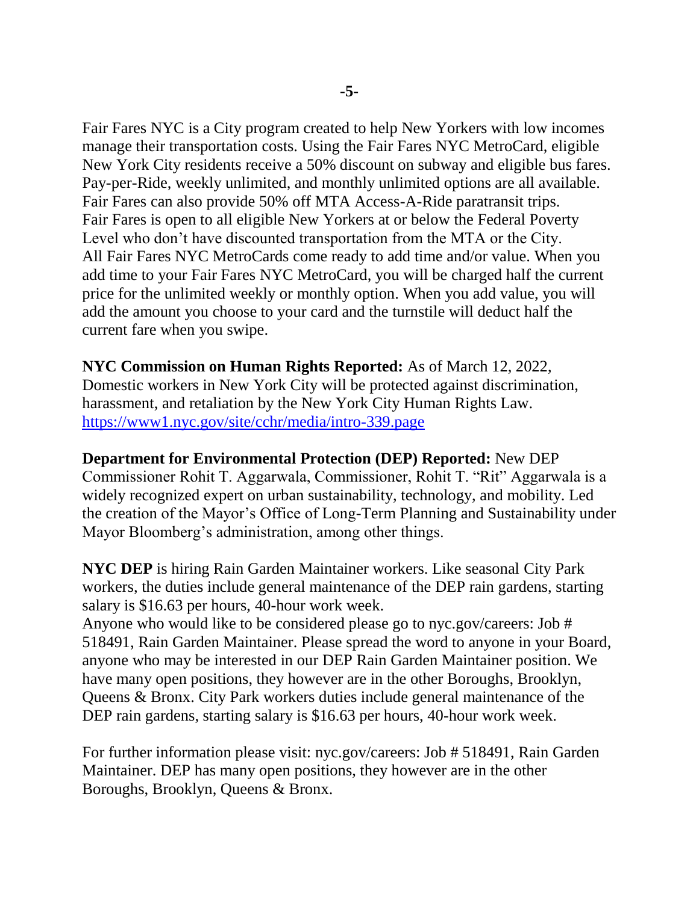Fair Fares NYC is a City program created to help New Yorkers with low incomes manage their transportation costs. Using the Fair Fares NYC MetroCard, eligible New York City residents receive a 50% discount on subway and eligible bus fares. Pay-per-Ride, weekly unlimited, and monthly unlimited options are all available. Fair Fares can also provide 50% off MTA Access-A-Ride paratransit trips. Fair Fares is open to all eligible New Yorkers at or below the Federal Poverty Level who don't have discounted transportation from the MTA or the City. All Fair Fares NYC MetroCards come ready to add time and/or value. When you add time to your Fair Fares NYC MetroCard, you will be charged half the current price for the unlimited weekly or monthly option. When you add value, you will add the amount you choose to your card and the turnstile will deduct half the current fare when you swipe.

**NYC Commission on Human Rights Reported:** As of March 12, 2022, Domestic workers in New York City will be protected against discrimination, harassment, and retaliation by the New York City Human Rights Law. https://www1.nyc.gov/site/cchr/media/intro-339.page

**Department for Environmental Protection (DEP) Reported:** New DEP Commissioner Rohit T. Aggarwala, Commissioner, Rohit T. "Rit" Aggarwala is a widely recognized expert on urban sustainability, technology, and mobility. Led the creation of the Mayor's Office of Long-Term Planning and Sustainability under Mayor Bloomberg's administration, among other things.

**NYC DEP** is hiring Rain Garden Maintainer workers. Like seasonal City Park workers, the duties include general maintenance of the DEP rain gardens, starting salary is $16.63 per hours, 40-hour work week.
Anyone who would like to be considered please go to nyc.gov/careers: Job # 518491, Rain Garden Maintainer. Please spread the word to anyone in your Board, anyone who may be interested in our DEP Rain Garden Maintainer position. We have many open positions, they however are in the other Boroughs, Brooklyn, Queens & Bronx. City Park workers duties include general maintenance of the DEP rain gardens, starting salary is $16.63 per hours, 40-hour work week.

For further information please visit: nyc.gov/careers: Job # 518491, Rain Garden Maintainer. DEP has many open positions, they however are in the other Boroughs, Brooklyn, Queens & Bronx.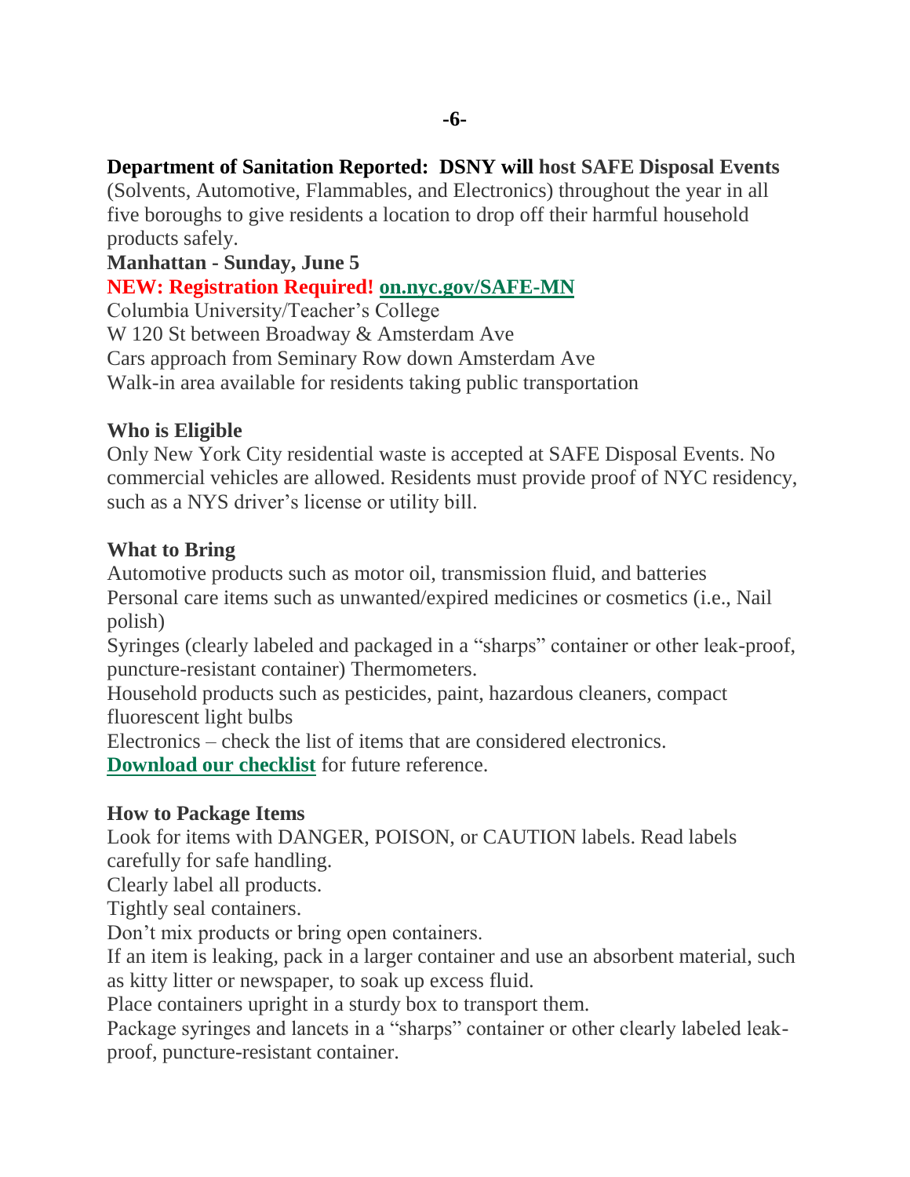**Department of Sanitation Reported: DSNY will host SAFE Disposal Events** (Solvents, Automotive, Flammables, and Electronics) throughout the year in all five boroughs to give residents a location to drop off their harmful household products safely.

**Manhattan - Sunday, June 5**

**NEW: Registration Required! on.nyc.gov/SAFE-MN**

Columbia University/Teacher's College
W 120 St between Broadway & Amsterdam Ave
Cars approach from Seminary Row down Amsterdam Ave
Walk-in area available for residents taking public transportation

**Who is Eligible**

Only New York City residential waste is accepted at SAFE Disposal Events. No commercial vehicles are allowed. Residents must provide proof of NYC residency, such as a NYS driver's license or utility bill.

**What to Bring**

Automotive products such as motor oil, transmission fluid, and batteries
Personal care items such as unwanted/expired medicines or cosmetics (i.e., Nail polish)
Syringes (clearly labeled and packaged in a "sharps" container or other leak-proof, puncture-resistant container) Thermometers.
Household products such as pesticides, paint, hazardous cleaners, compact fluorescent light bulbs
Electronics – check the list of items that are considered electronics.
**Download our checklist** for future reference.

**How to Package Items**

Look for items with DANGER, POISON, or CAUTION labels. Read labels carefully for safe handling.
Clearly label all products.
Tightly seal containers.
Don't mix products or bring open containers.
If an item is leaking, pack in a larger container and use an absorbent material, such as kitty litter or newspaper, to soak up excess fluid.
Place containers upright in a sturdy box to transport them.
Package syringes and lancets in a "sharps" container or other clearly labeled leak-proof, puncture-resistant container.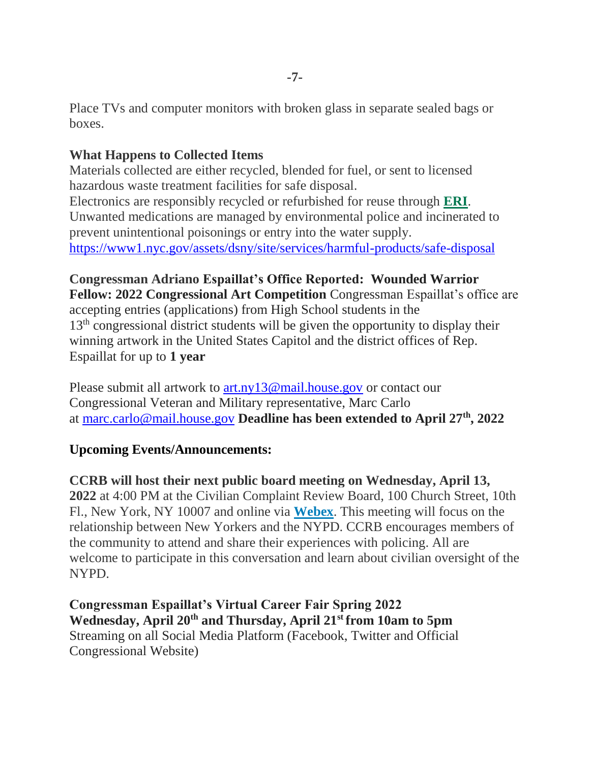Place TVs and computer monitors with broken glass in separate sealed bags or boxes.

**What Happens to Collected Items**

Materials collected are either recycled, blended for fuel, or sent to licensed hazardous waste treatment facilities for safe disposal.

Electronics are responsibly recycled or refurbished for reuse through **ERI**.

Unwanted medications are managed by environmental police and incinerated to prevent unintentional poisonings or entry into the water supply.

https://www1.nyc.gov/assets/dsny/site/services/harmful-products/safe-disposal

**Congressman Adriano Espaillat's Office Reported: Wounded Warrior Fellow: 2022 Congressional Art Competition** Congressman Espaillat's office are accepting entries (applications) from High School students in the 13th congressional district students will be given the opportunity to display their winning artwork in the United States Capitol and the district offices of Rep. Espaillat for up to **1 year**

Please submit all artwork to art.ny13@mail.house.gov or contact our Congressional Veteran and Military representative, Marc Carlo at marc.carlo@mail.house.gov **Deadline has been extended to April 27th, 2022**

**Upcoming Events/Announcements:**

**CCRB will host their next public board meeting on Wednesday, April 13, 2022** at 4:00 PM at the Civilian Complaint Review Board, 100 Church Street, 10th Fl., New York, NY 10007 and online via **Webex**. This meeting will focus on the relationship between New Yorkers and the NYPD. CCRB encourages members of the community to attend and share their experiences with policing. All are welcome to participate in this conversation and learn about civilian oversight of the NYPD.

**Congressman Espaillat's Virtual Career Fair Spring 2022**
**Wednesday, April 20th and Thursday, April 21st from 10am to 5pm**
Streaming on all Social Media Platform (Facebook, Twitter and Official Congressional Website)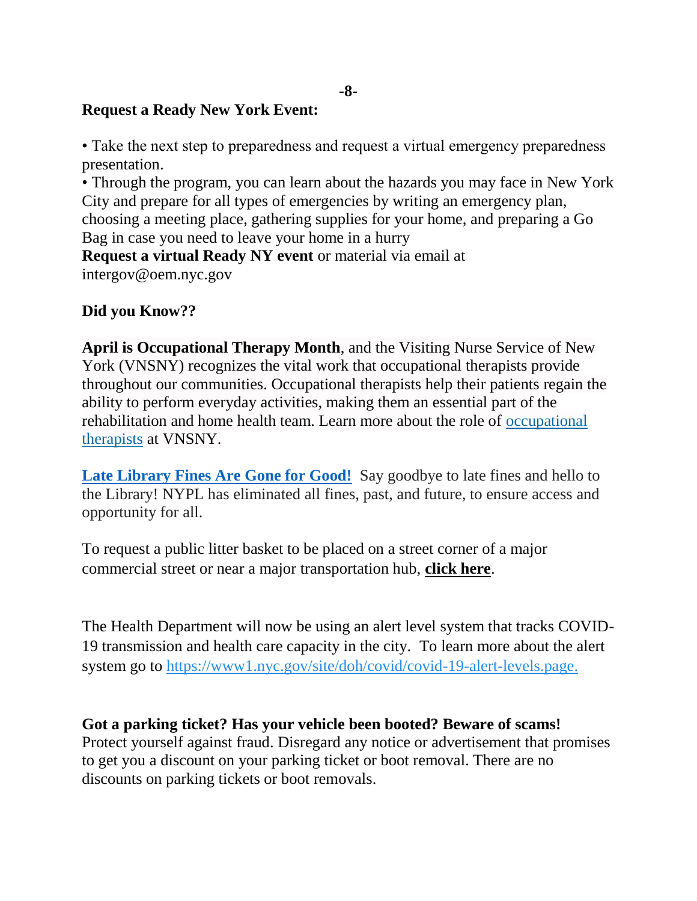**Request a Ready New York Event:**

• Take the next step to preparedness and request a virtual emergency preparedness presentation.
• Through the program, you can learn about the hazards you may face in New York City and prepare for all types of emergencies by writing an emergency plan, choosing a meeting place, gathering supplies for your home, and preparing a Go Bag in case you need to leave your home in a hurry
**Request a virtual Ready NY event** or material via email at intergov@oem.nyc.gov

**Did you Know??**

**April is Occupational Therapy Month**, and the Visiting Nurse Service of New York (VNSNY) recognizes the vital work that occupational therapists provide throughout our communities. Occupational therapists help their patients regain the ability to perform everyday activities, making them an essential part of the rehabilitation and home health team. Learn more about the role of occupational therapists at VNSNY.

**Late Library Fines Are Gone for Good!** Say goodbye to late fines and hello to the Library! NYPL has eliminated all fines, past, and future, to ensure access and opportunity for all.

To request a public litter basket to be placed on a street corner of a major commercial street or near a major transportation hub, **click here**.

The Health Department will now be using an alert level system that tracks COVID-19 transmission and health care capacity in the city. To learn more about the alert system go to https://www1.nyc.gov/site/doh/covid/covid-19-alert-levels.page.

**Got a parking ticket? Has your vehicle been booted? Beware of scams!**
Protect yourself against fraud. Disregard any notice or advertisement that promises to get you a discount on your parking ticket or boot removal. There are no discounts on parking tickets or boot removals.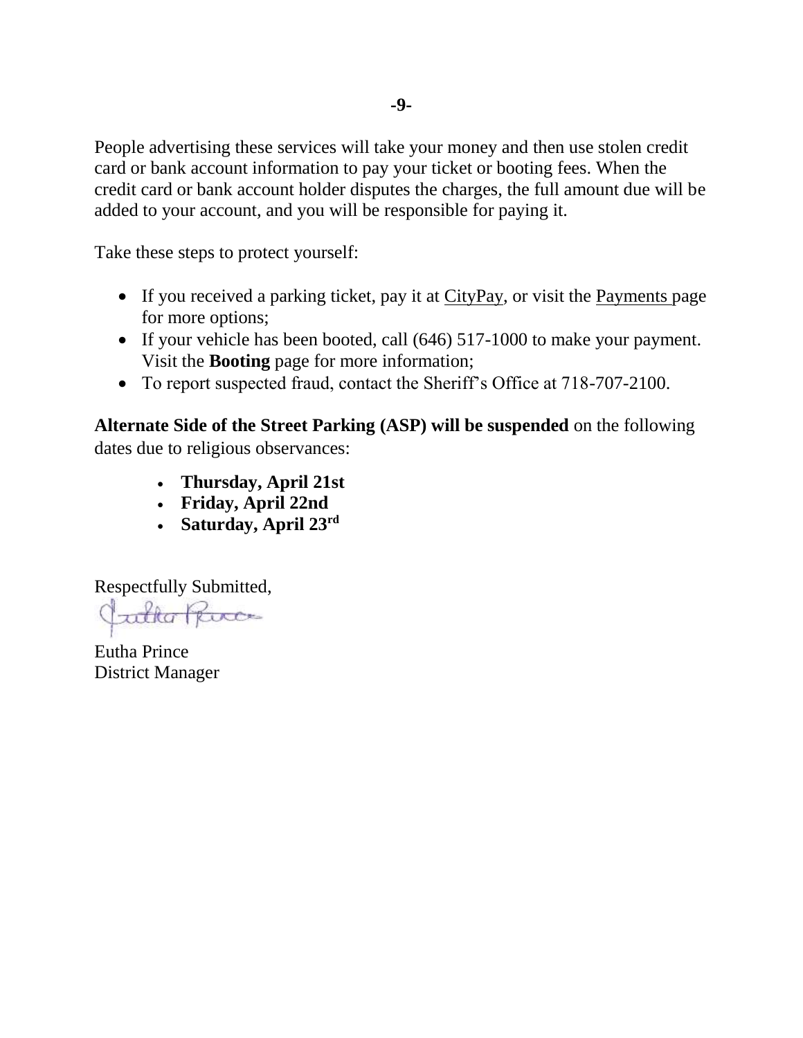People advertising these services will take your money and then use stolen credit card or bank account information to pay your ticket or booting fees. When the credit card or bank account holder disputes the charges, the full amount due will be added to your account, and you will be responsible for paying it.

Take these steps to protect yourself:

- If you received a parking ticket, pay it at CityPay, or visit the Payments page for more options;
- If your vehicle has been booted, call (646) 517-1000 to make your payment. Visit the **Booting** page for more information;
- To report suspected fraud, contact the Sheriff's Office at 718-707-2100.

**Alternate Side of the Street Parking (ASP) will be suspended** on the following dates due to religious observances:

- **Thursday, April 21st**
- **Friday, April 22nd**
- **Saturday, April 23rd**

Respectfully Submitted,

Eutha Prince
District Manager